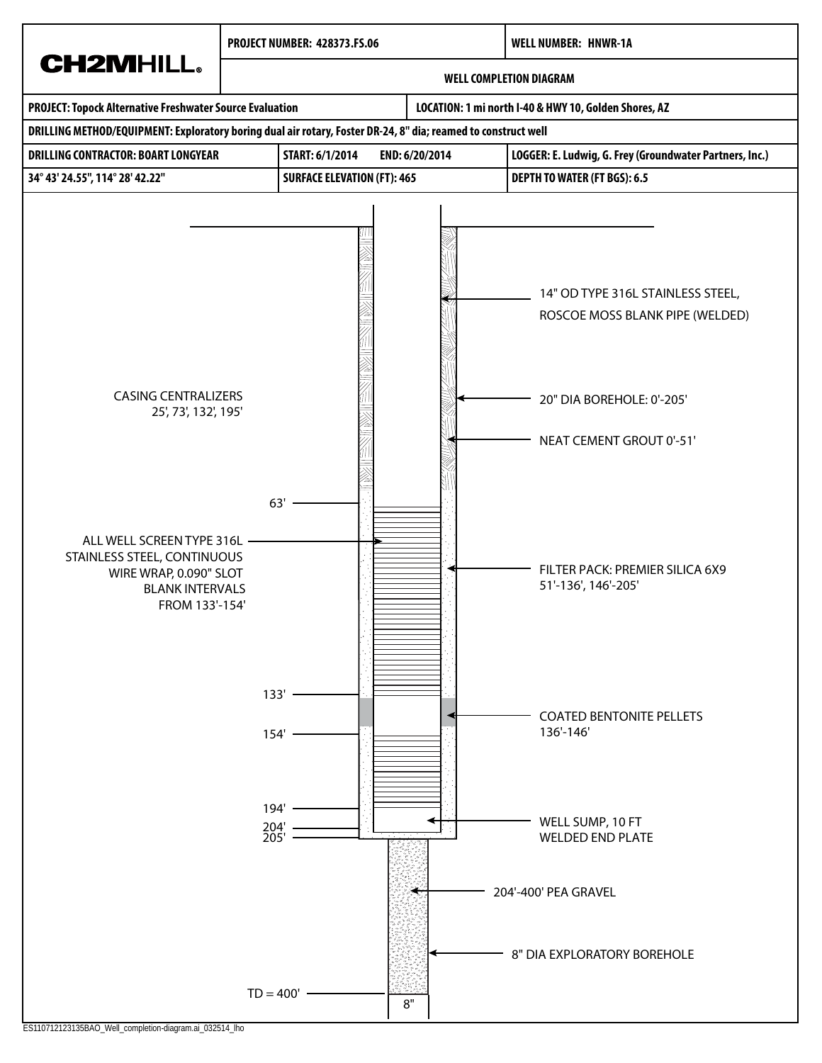| CH2MHILL | PROJECT NUMBER: 428373.FS.06 | | WELL NUMBER: HNWR-1A |
|---|---|---|---|
| | WELL COMPLETION DIAGRAM | | |
| PROJECT: Topock Alternative Freshwater Source Evaluation | | LOCATION: 1 mi north I-40 & HWY 10, Golden Shores, AZ | |
| DRILLING METHOD/EQUIPMENT: Exploratory boring dual air rotary, Foster DR-24, 8" dia; reamed to construct well | | | |
| DRILLING CONTRACTOR: BOART LONGYEAR | START: 6/1/2014 | END: 6/20/2014 | LOGGER: E. Ludwig, G. Frey (Groundwater Partners, Inc.) |
| 34° 43' 24.55", 114° 28' 42.22" | SURFACE ELEVATION (FT): 465 | | DEPTH TO WATER (FT BGS): 6.5 |

14" OD TYPE 316L STAINLESS STEEL, ROSCOE MOSS BLANK PIPE (WELDED)

CASING CENTRALIZERS 25', 73', 132', 195'

20" DIA BOREHOLE: 0'-205'

NEAT CEMENT GROUT 0'-51'

63'

ALL WELL SCREEN TYPE 316L STAINLESS STEEL, CONTINUOUS WIRE WRAP, 0.090" SLOT BLANK INTERVALS FROM 133'-154'

FILTER PACK: PREMIER SILICA 6X9 51'-136', 146'-205'

133'

COATED BENTONITE PELLETS 136'-146'

154'

194'

204'

205'

WELL SUMP, 10 FT WELDED END PLATE

204'-400' PEA GRAVEL

8" DIA EXPLORATORY BOREHOLE

TD = 400'

8"

ES110712123135BAO_Well_completion-diagram.ai_032514_lho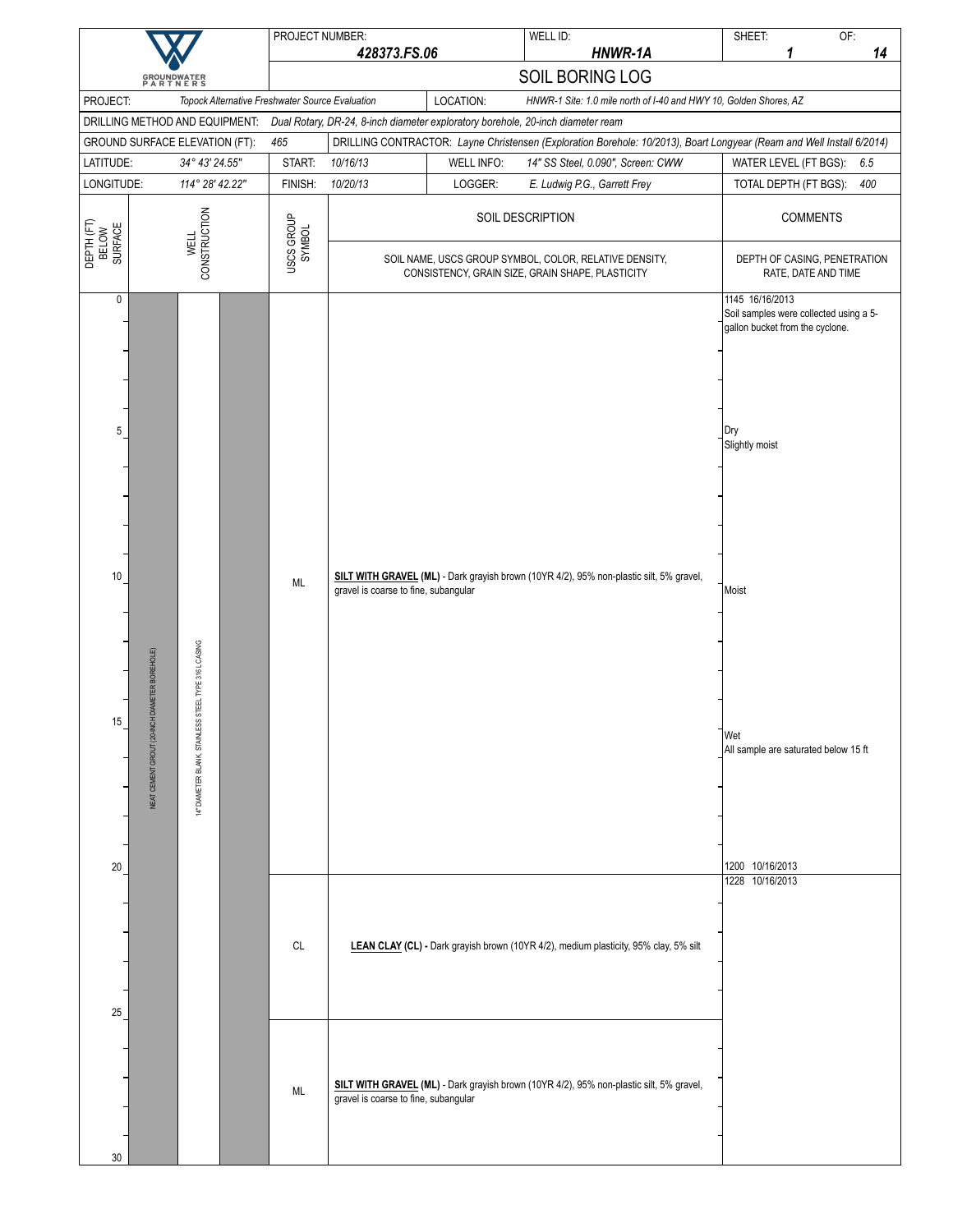| PROJECT NUMBER: 428373.FS.06 | WELL ID: HNWR-1A | SHEET: 1 OF: 14 |
|---|---|---|

# SOIL BORING LOG

| | | | |
|---|---|---|---|
| PROJECT: | *Topock Alternative Freshwater Source Evaluation* | LOCATION: | *HNWR-1 Site: 1.0 mile north of I-40 and HWY 10, Golden Shores, AZ* |
| DRILLING METHOD AND EQUIPMENT: | *Dual Rotary, DR-24, 8-inch diameter exploratory borehole, 20-inch diameter ream* | | |
| GROUND SURFACE ELEVATION (FT): | *465* | DRILLING CONTRACTOR: | *Layne Christensen (Exploration Borehole: 10/2013), Boart Longyear (Ream and Well Install 6/2014)* |
| LATITUDE: | *34° 43' 24.55"* | START: *10/16/13* | WELL INFO: *14" SS Steel, 0.090", Screen: CWW* | WATER LEVEL (FT BGS): *6.5* |
| LONGITUDE: | *114° 28' 42.22"* | FINISH: *10/20/13* | LOGGER: *E. Ludwig P.G., Garrett Frey* | TOTAL DEPTH (FT BGS): *400* |

| DEPTH (FT) BELOW SURFACE | WELL CONSTRUCTION | USCS GROUP SYMBOL | SOIL DESCRIPTION<br>SOIL NAME, USCS GROUP SYMBOL, COLOR, RELATIVE DENSITY, CONSISTENCY, GRAIN SIZE, GRAIN SHAPE, PLASTICITY | COMMENTS<br>DEPTH OF CASING, PENETRATION RATE, DATE AND TIME |
|---|---|---|---|---|
| 0 – 20 | NEAT CEMENT GROUT (20-INCH DIAMETER BOREHOLE); 14" DIAMETER BLANK, STAINLESS STEEL TYPE 316 L CASING | ML | **SILT WITH GRAVEL (ML)** - Dark grayish brown (10YR 4/2), 95% non-plastic silt, 5% gravel, gravel is coarse to fine, subangular | 1145 16/16/2013<br>Soil samples were collected using a 5-gallon bucket from the cyclone.<br>(5 ft) Dry<br>Slightly moist<br>(10 ft) Moist<br>(15 ft) Wet<br>All sample are saturated below 15 ft<br>(20 ft) 1200 10/16/2013 |
| 20 – 25 | | CL | **LEAN CLAY (CL) -** Dark grayish brown (10YR 4/2), medium plasticity, 95% clay, 5% silt | 1228 10/16/2013 |
| 25 – 30 | | ML | **SILT WITH GRAVEL (ML)** - Dark grayish brown (10YR 4/2), 95% non-plastic silt, 5% gravel, gravel is coarse to fine, subangular | |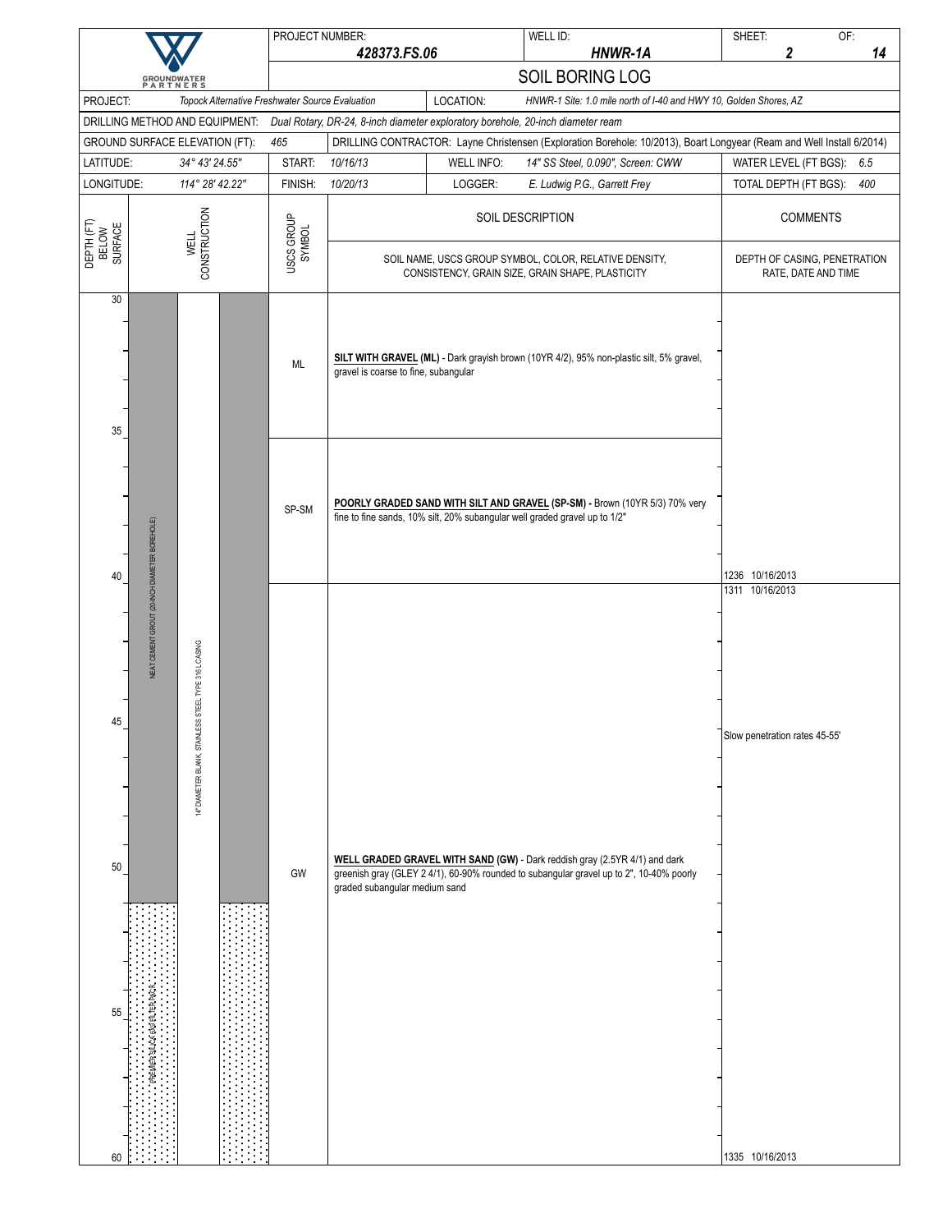| | PROJECT NUMBER: **428373.FS.06** | WELL ID: **HNWR-1A** | SHEET: **2** OF: **14** |
|---|---|---|---|
| GROUNDWATER PARTNERS | SOIL BORING LOG | | |

| | | | |
|---|---|---|---|
| PROJECT: | *Topock Alternative Freshwater Source Evaluation* | LOCATION: | *HNWR-1 Site: 1.0 mile north of I-40 and HWY 10, Golden Shores, AZ* |
| DRILLING METHOD AND EQUIPMENT: | *Dual Rotary, DR-24, 8-inch diameter exploratory borehole, 20-inch diameter ream* | | |
| GROUND SURFACE ELEVATION (FT): | *465* | DRILLING CONTRACTOR: | Layne Christensen (Exploration Borehole: 10/2013), Boart Longyear (Ream and Well Install 6/2014) |
| LATITUDE: | *34° 43' 24.55"* | START: *10/16/13* | WELL INFO: *14" SS Steel, 0.090", Screen: CWW* — WATER LEVEL (FT BGS): *6.5* |
| LONGITUDE: | *114° 28' 42.22"* | FINISH: *10/20/13* | LOGGER: *E. Ludwig P.G., Garrett Frey* — TOTAL DEPTH (FT BGS): *400* |

| DEPTH (FT) BELOW SURFACE | WELL CONSTRUCTION | USCS GROUP SYMBOL | SOIL DESCRIPTION (SOIL NAME, USCS GROUP SYMBOL, COLOR, RELATIVE DENSITY, CONSISTENCY, GRAIN SIZE, GRAIN SHAPE, PLASTICITY) | COMMENTS (DEPTH OF CASING, PENETRATION RATE, DATE AND TIME) |
|---|---|---|---|---|
| 30–35 | NEAT CEMENT GROUT (20-INCH DIAMETER BOREHOLE); 14" DIAMETER BLANK, STAINLESS STEEL TYPE 316 L CASING | ML | **SILT WITH GRAVEL (ML)** - Dark grayish brown (10YR 4/2), 95% non-plastic silt, 5% gravel, gravel is coarse to fine, subangular | |
| 35–40 | | SP-SM | **POORLY GRADED SAND WITH SILT AND GRAVEL (SP-SM) -** Brown (10YR 5/3) 70% very fine to fine sands, 10% silt, 20% subangular well graded gravel up to 1/2" | 1236 10/16/2013 |
| 40–60 | NEAT CEMENT GROUT to ~51'; PREMIER SILICA 6X9 FILTER PACK below ~51' | GW | **WELL GRADED GRAVEL WITH SAND (GW)** - Dark reddish gray (2.5YR 4/1) and dark greenish gray (GLEY 2 4/1), 60-90% rounded to subangular gravel up to 2", 10-40% poorly graded subangular medium sand | 1311 10/16/2013; Slow penetration rates 45-55'; 1335 10/16/2013 |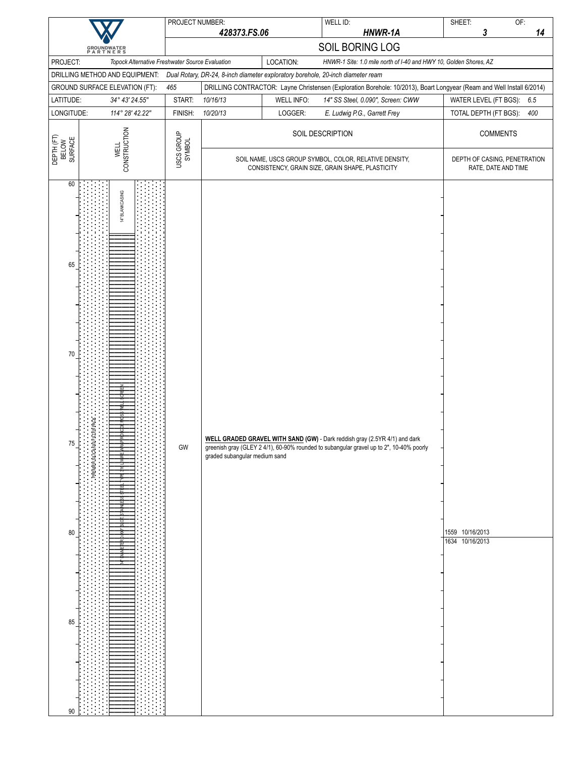**GROUNDWATER PARTNERS**

| PROJECT NUMBER: | 428373.FS.06 | WELL ID: | HNWR-1A | SHEET: 3 | OF: 14 |
|---|---|---|---|---|---|

# SOIL BORING LOG

| | | | |
|---|---|---|---|
| PROJECT: | *Topock Alternative Freshwater Source Evaluation* | LOCATION: | *HNWR-1 Site: 1.0 mile north of I-40 and HWY 10, Golden Shores, AZ* |
| DRILLING METHOD AND EQUIPMENT: | *Dual Rotary, DR-24, 8-inch diameter exploratory borehole, 20-inch diameter ream* | | |
| GROUND SURFACE ELEVATION (FT): | *465* | DRILLING CONTRACTOR: | *Layne Christensen (Exploration Borehole: 10/2013), Boart Longyear (Ream and Well Install 6/2014)* |

| | | | | | | |
|---|---|---|---|---|---|---|
| LATITUDE: *34° 43' 24.55"* | START: | *10/16/13* | WELL INFO: | *14" SS Steel, 0.090", Screen: CWW* | WATER LEVEL (FT BGS): | *6.5* |
| LONGITUDE: *114° 28' 42.22"* | FINISH: | *10/20/13* | LOGGER: | *E. Ludwig P.G., Garrett Frey* | TOTAL DEPTH (FT BGS): | *400* |

| DEPTH (FT) BELOW SURFACE | WELL CONSTRUCTION | USCS GROUP SYMBOL | SOIL DESCRIPTION<br>SOIL NAME, USCS GROUP SYMBOL, COLOR, RELATIVE DENSITY, CONSISTENCY, GRAIN SIZE, GRAIN SHAPE, PLASTICITY | COMMENTS<br>DEPTH OF CASING, PENETRATION RATE, DATE AND TIME |
|---|---|---|---|---|
| 60 | 14" BLANK CASING | | | |
| 65 | 14" DIAMETER 0.090" SLOT, STAINLESS STEEL TYPE 316 L WIRE WRAP (RONCO) ROSS WELL SCREEN; FILTER PACK | | | |
| 70 | | | | |
| 75 | | GW | **WELL GRADED GRAVEL WITH SAND (GW)** - Dark reddish gray (2.5YR 4/1) and dark greenish gray (GLEY 2 4/1), 60-90% rounded to subangular gravel up to 2", 10-40% poorly graded subangular medium sand | |
| 80 | | | | 1559 10/16/2013<br>1634 10/16/2013 |
| 85 | | | | |
| 90 | | | | |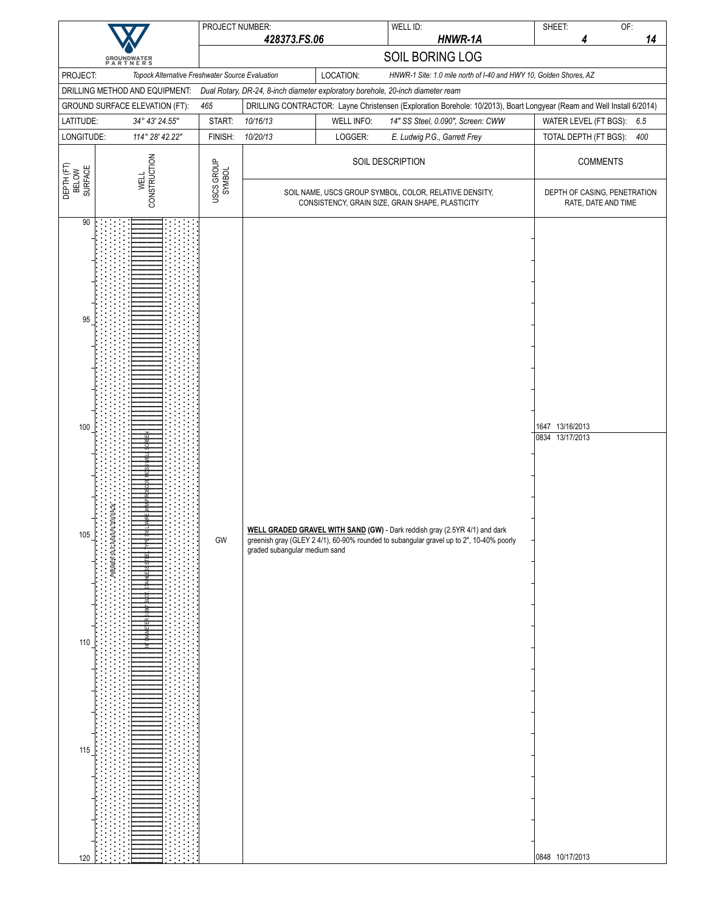| PROJECT NUMBER: | 428373.FS.06 | WELL ID: | HNWR-1A | SHEET: 4 | OF: 14 |
|---|---|---|---|---|---|

# SOIL BORING LOG

| | | | |
|---|---|---|---|
| PROJECT: Topock Alternative Freshwater Source Evaluation | | LOCATION: HNWR-1 Site: 1.0 mile north of I-40 and HWY 10, Golden Shores, AZ | |
| DRILLING METHOD AND EQUIPMENT: Dual Rotary, DR-24, 8-inch diameter exploratory borehole, 20-inch diameter ream | | | |
| GROUND SURFACE ELEVATION (FT): 465 | DRILLING CONTRACTOR: Layne Christensen (Exploration Borehole: 10/2013), Boart Longyear (Ream and Well Install 6/2014) | | |
| LATITUDE: 34° 43' 24.55" | START: 10/16/13 | WELL INFO: 14" SS Steel, 0.090", Screen: CWW | WATER LEVEL (FT BGS): 6.5 |
| LONGITUDE: 114° 28' 42.22" | FINISH: 10/20/13 | LOGGER: E. Ludwig P.G., Garrett Frey | TOTAL DEPTH (FT BGS): 400 |

| DEPTH (FT) BELOW SURFACE | WELL CONSTRUCTION | USCS GROUP SYMBOL | SOIL DESCRIPTION<br>SOIL NAME, USCS GROUP SYMBOL, COLOR, RELATIVE DENSITY, CONSISTENCY, GRAIN SIZE, GRAIN SHAPE, PLASTICITY | COMMENTS<br>DEPTH OF CASING, PENETRATION RATE, DATE AND TIME |
|---|---|---|---|---|
| 90 | | | | |
| 95 | | | | |
| 100 | | | | 1647 13/16/2013<br>0834 13/17/2013 |
| 105 | PREMIER SILICA 8X12 FILTER PACK; 14" DIAMETER 0.090" SLOT STAINLESS STEEL TYPE 316 WIRE WRAP ROSCOE MOSS WELL SCREEN | GW | **WELL GRADED GRAVEL WITH SAND (GW)** - Dark reddish gray (2.5YR 4/1) and dark greenish gray (GLEY 2 4/1), 60-90% rounded to subangular gravel up to 2", 10-40% poorly graded subangular medium sand | |
| 110 | | | | |
| 115 | | | | |
| 120 | | | | 0848 10/17/2013 |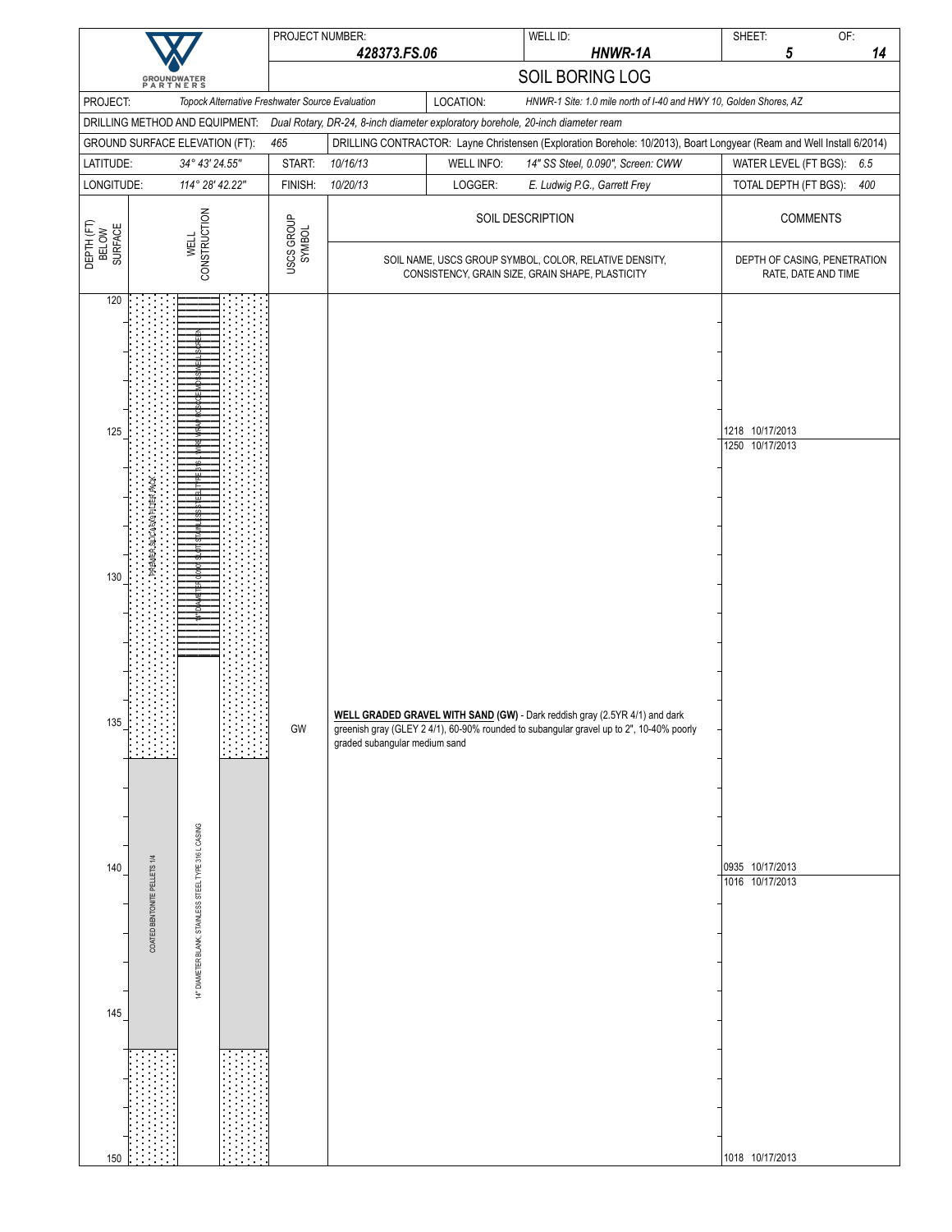| PROJECT NUMBER: | 428373.FS.06 | WELL ID: | HNWR-1A | SHEET: | 5 | OF: | 14 |
|---|---|---|---|---|---|---|---|

# SOIL BORING LOG

| | | | |
|---|---|---|---|
| PROJECT: | *Topock Alternative Freshwater Source Evaluation* | LOCATION: | *HNWR-1 Site: 1.0 mile north of I-40 and HWY 10, Golden Shores, AZ* |
| DRILLING METHOD AND EQUIPMENT: | *Dual Rotary, DR-24, 8-inch diameter exploratory borehole, 20-inch diameter ream* | | |
| GROUND SURFACE ELEVATION (FT): | *465* | DRILLING CONTRACTOR: | *Layne Christensen (Exploration Borehole: 10/2013), Boart Longyear (Ream and Well Install 6/2014)* |

| | | | | | | | |
|---|---|---|---|---|---|---|---|
| LATITUDE: | *34° 43' 24.55"* | START: | *10/16/13* | WELL INFO: | *14" SS Steel, 0.090", Screen: CWW* | WATER LEVEL (FT BGS): | *6.5* |
| LONGITUDE: | *114° 28' 42.22"* | FINISH: | *10/20/13* | LOGGER: | *E. Ludwig P.G., Garrett Frey* | TOTAL DEPTH (FT BGS): | *400* |

| DEPTH (FT) BELOW SURFACE | WELL CONSTRUCTION | USCS GROUP SYMBOL | SOIL DESCRIPTION (SOIL NAME, USCS GROUP SYMBOL, COLOR, RELATIVE DENSITY, CONSISTENCY, GRAIN SIZE, GRAIN SHAPE, PLASTICITY) | COMMENTS (DEPTH OF CASING, PENETRATION RATE, DATE AND TIME) |
|---|---|---|---|---|
| 120 | 14" DIAMETER 0.090" SLOT STAINLESS STEEL TYPE 316 L WIRE WRAP ROSCOE MOSS WELL SCREEN; PREMIER SILICA SAND FILTER PACK | | | |
| 125 | | | | 1218 10/17/2013<br>1250 10/17/2013 |
| 130 | | | | |
| 135 | | GW | **WELL GRADED GRAVEL WITH SAND (GW)** - Dark reddish gray (2.5YR 4/1) and dark greenish gray (GLEY 2 4/1), 60-90% rounded to subangular gravel up to 2", 10-40% poorly graded subangular medium sand | |
| 140 | 14" DIAMETER BLANK, STAINLESS STEEL TYPE 316 L CASING; COATED BENTONITE PELLETS 1/4 | | | 0935 10/17/2013<br>1016 10/17/2013 |
| 145 | | | | |
| 150 | | | | 1018 10/17/2013 |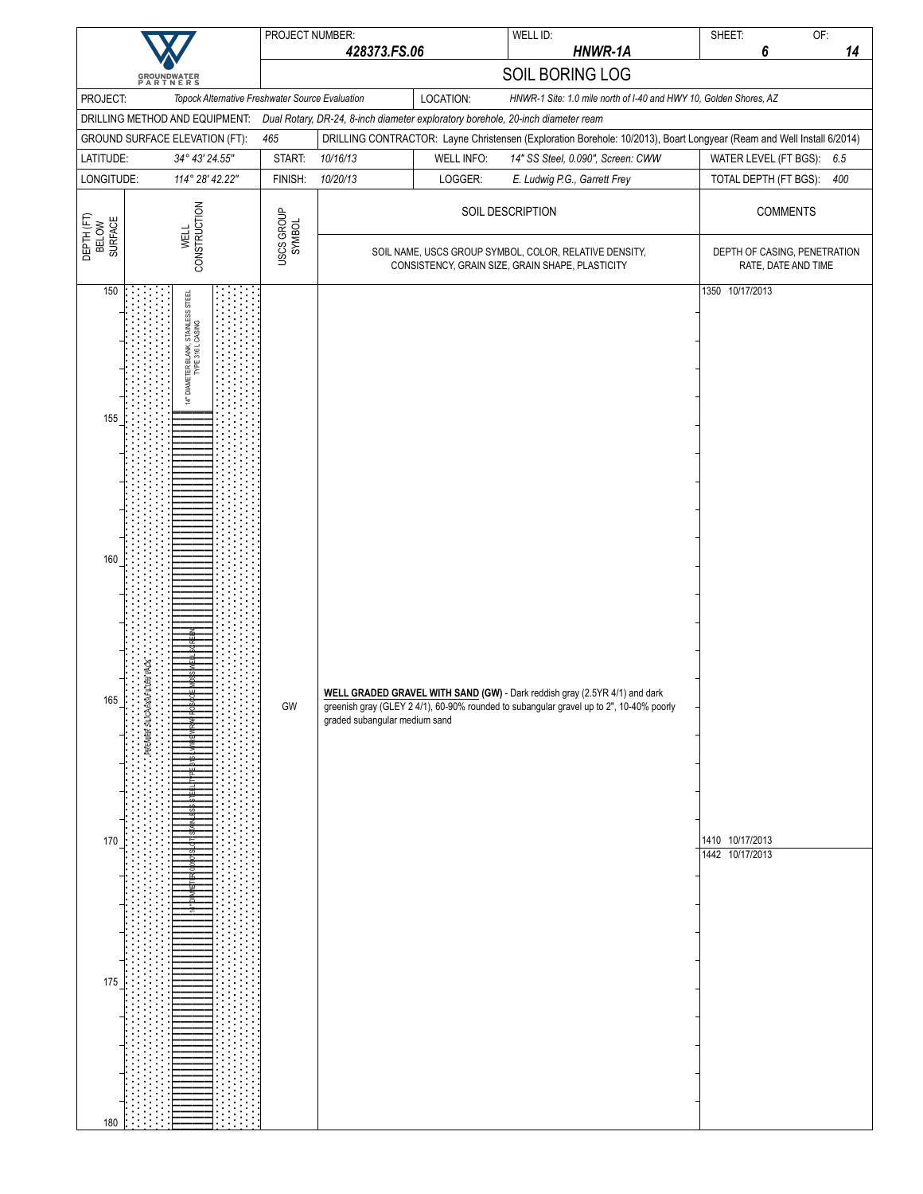# SOIL BORING LOG

| PROJECT NUMBER: | 428373.FS.06 | WELL ID: | HNWR-1A | SHEET: 6 | OF: 14 |
|---|---|---|---|---|---|

| | | | |
|---|---|---|---|
| PROJECT: | *Topock Alternative Freshwater Source Evaluation* | LOCATION: | *HNWR-1 Site: 1.0 mile north of I-40 and HWY 10, Golden Shores, AZ* |
| DRILLING METHOD AND EQUIPMENT: | *Dual Rotary, DR-24, 8-inch diameter exploratory borehole, 20-inch diameter ream* | | |
| GROUND SURFACE ELEVATION (FT): | *465* | DRILLING CONTRACTOR: | Layne Christensen (Exploration Borehole: 10/2013), Boart Longyear (Ream and Well Install 6/2014) |
| LATITUDE: | *34° 43' 24.55"* | START: *10/16/13* | WELL INFO: *14" SS Steel, 0.090", Screen: CWW* — WATER LEVEL (FT BGS): *6.5* |
| LONGITUDE: | *114° 28' 42.22"* | FINISH: *10/20/13* | LOGGER: *E. Ludwig P.G., Garrett Frey* — TOTAL DEPTH (FT BGS): *400* |

| DEPTH (FT) BELOW SURFACE | WELL CONSTRUCTION | USCS GROUP SYMBOL | SOIL DESCRIPTION<br>SOIL NAME, USCS GROUP SYMBOL, COLOR, RELATIVE DENSITY, CONSISTENCY, GRAIN SIZE, GRAIN SHAPE, PLASTICITY | COMMENTS<br>DEPTH OF CASING, PENETRATION RATE, DATE AND TIME |
|---|---|---|---|---|
| 150 | 14" DIAMETER BLANK, STAINLESS STEEL TYPE 316 L CASING | | | 1350 10/17/2013 |
| 155 | 14" DIAMETER 0.090" SLOT, STAINLESS STEEL TYPE 316 L WIREWRAP ROSCOE MOSS WELL SCREEN; PREMIER SILICA 8X16 FILTER PACK | | | |
| 160 | | | | |
| 165 | | GW | **WELL GRADED GRAVEL WITH SAND (GW)** - Dark reddish gray (2.5YR 4/1) and dark greenish gray (GLEY 2 4/1), 60-90% rounded to subangular gravel up to 2", 10-40% poorly graded subangular medium sand | |
| 170 | | | | 1410 10/17/2013<br>1442 10/17/2013 |
| 175 | | | | |
| 180 | | | | |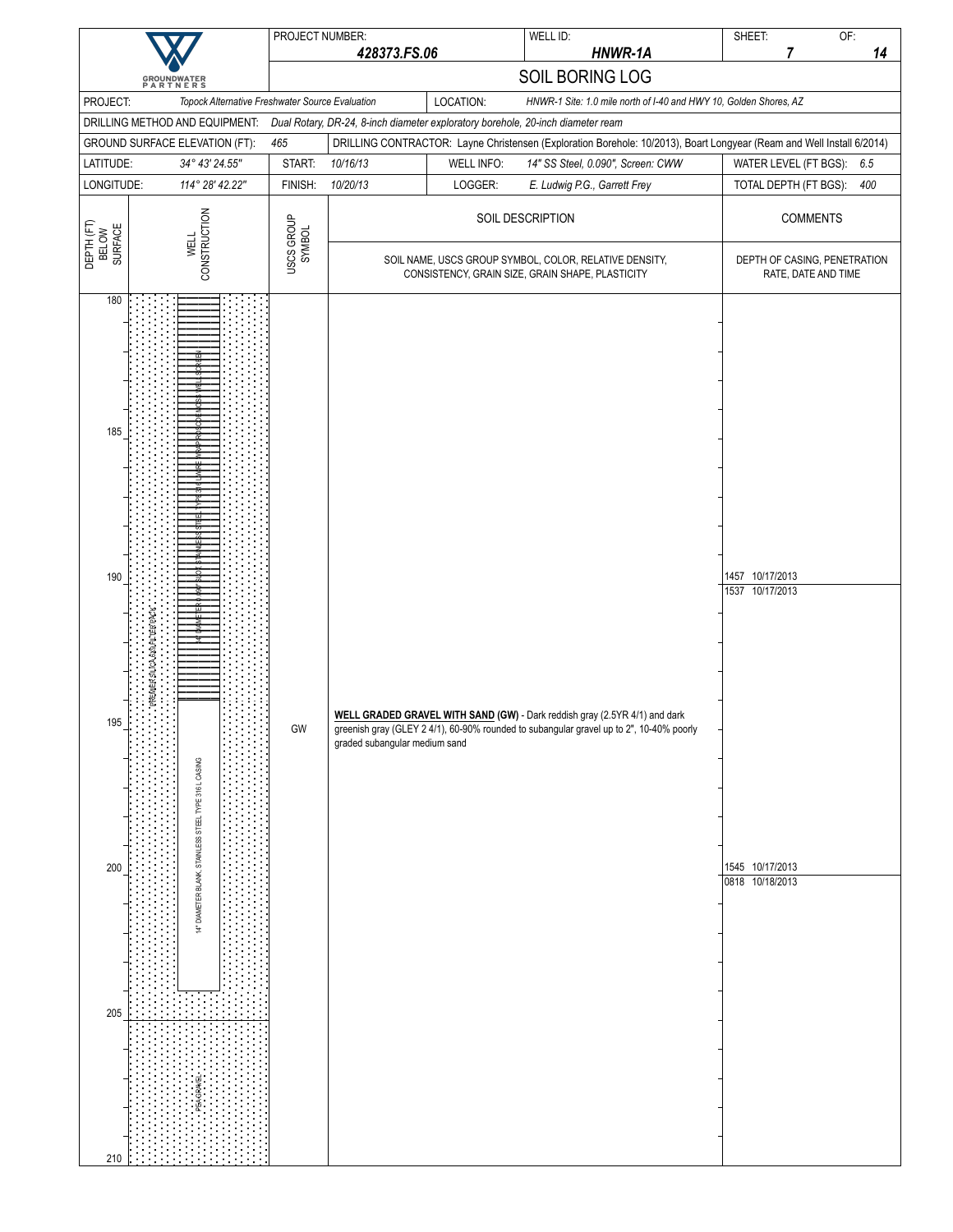**GROUNDWATER PARTNERS**

| PROJECT NUMBER: | WELL ID: | SHEET: | OF: |
|---|---|---|---|
| *428373.FS.06* | *HNWR-1A* | *7* | *14* |

# SOIL BORING LOG

| | | | |
|---|---|---|---|
| PROJECT: | *Topock Alternative Freshwater Source Evaluation* | LOCATION: | *HNWR-1 Site: 1.0 mile north of I-40 and HWY 10, Golden Shores, AZ* |
| DRILLING METHOD AND EQUIPMENT: | *Dual Rotary, DR-24, 8-inch diameter exploratory borehole, 20-inch diameter ream* | | |
| GROUND SURFACE ELEVATION (FT): | *465* | DRILLING CONTRACTOR: | Layne Christensen (Exploration Borehole: 10/2013), Boart Longyear (Ream and Well Install 6/2014) |
| LATITUDE: | *34° 43' 24.55"* | START: *10/16/13* | WELL INFO: *14" SS Steel, 0.090", Screen: CWW* | WATER LEVEL (FT BGS): *6.5* |
| LONGITUDE: | *114° 28' 42.22"* | FINISH: *10/20/13* | LOGGER: *E. Ludwig P.G., Garrett Frey* | TOTAL DEPTH (FT BGS): *400* |

| DEPTH (FT) BELOW SURFACE | WELL CONSTRUCTION | USCS GROUP SYMBOL | SOIL DESCRIPTION<br>SOIL NAME, USCS GROUP SYMBOL, COLOR, RELATIVE DENSITY, CONSISTENCY, GRAIN SIZE, GRAIN SHAPE, PLASTICITY | COMMENTS<br>DEPTH OF CASING, PENETRATION RATE, DATE AND TIME |
|---|---|---|---|---|
| 180 | 14" DIAMETER 0.090" SLOT STAINLESS STEEL TYPE 316 L WIRE WRAP ROSCOE MOSS WELL SCREEN; PREMIER SILICA SAND FILTER PACK | | | |
| 185 | | | | |
| 190 | | | | 1457 10/17/2013<br>1537 10/17/2013 |
| 195 | 14" DIAMETER BLANK, STAINLESS STEEL TYPE 316 L CASING | GW | **WELL GRADED GRAVEL WITH SAND (GW)** - Dark reddish gray (2.5YR 4/1) and dark greenish gray (GLEY 2 4/1), 60-90% rounded to subangular gravel up to 2", 10-40% poorly graded subangular medium sand | |
| 200 | | | | 1545 10/17/2013<br>0818 10/18/2013 |
| 205 | PEA GRAVEL | | | |
| 210 | | | | |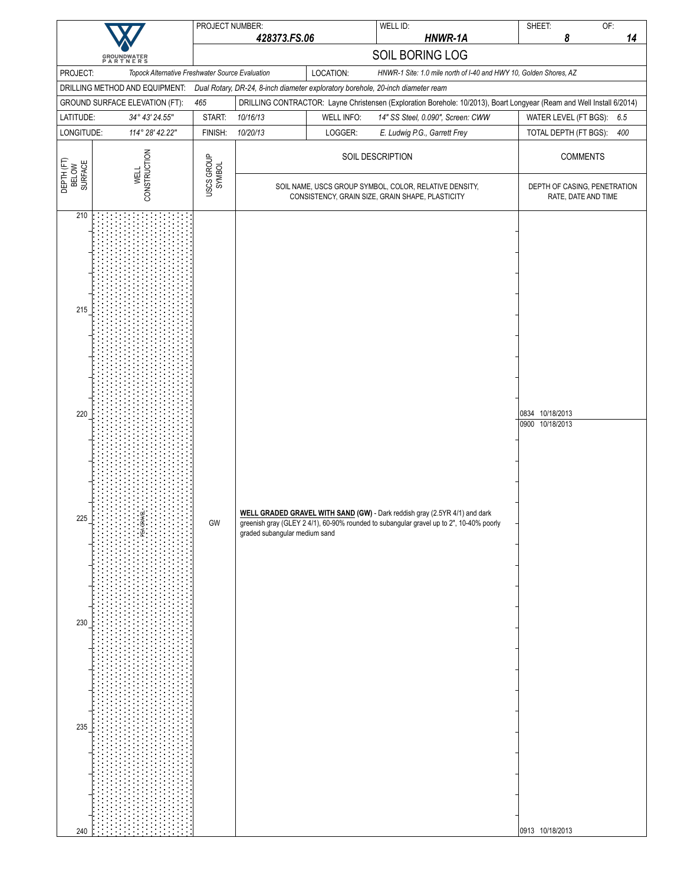| PROJECT NUMBER: | 428373.FS.06 | WELL ID: | HNWR-1A | SHEET: 8 | OF: 14 |
|---|---|---|---|---|---|

# SOIL BORING LOG

GROUNDWATER PARTNERS

| | | | |
|---|---|---|---|
| PROJECT: | *Topock Alternative Freshwater Source Evaluation* | LOCATION: | *HNWR-1 Site: 1.0 mile north of I-40 and HWY 10, Golden Shores, AZ* |
| DRILLING METHOD AND EQUIPMENT: | *Dual Rotary, DR-24, 8-inch diameter exploratory borehole, 20-inch diameter ream* | | |
| GROUND SURFACE ELEVATION (FT): | *465* | DRILLING CONTRACTOR: | Layne Christensen (Exploration Borehole: 10/2013), Boart Longyear (Ream and Well Install 6/2014) |
| LATITUDE: *34° 43' 24.55"* | START: *10/16/13* | WELL INFO: *14" SS Steel, 0.090", Screen: CWW* | WATER LEVEL (FT BGS): *6.5* |
| LONGITUDE: *114° 28' 42.22"* | FINISH: *10/20/13* | LOGGER: *E. Ludwig P.G., Garrett Frey* | TOTAL DEPTH (FT BGS): *400* |

| DEPTH (FT) BELOW SURFACE | WELL CONSTRUCTION | USCS GROUP SYMBOL | SOIL DESCRIPTION (SOIL NAME, USCS GROUP SYMBOL, COLOR, RELATIVE DENSITY, CONSISTENCY, GRAIN SIZE, GRAIN SHAPE, PLASTICITY) | COMMENTS (DEPTH OF CASING, PENETRATION RATE, DATE AND TIME) |
|---|---|---|---|---|
| 210 | PEA GRAVEL | | | |
| 215 | | | | |
| 220 | | | | 0834 10/18/2013<br>0900 10/18/2013 |
| 225 | | GW | **WELL GRADED GRAVEL WITH SAND (GW)** - Dark reddish gray (2.5YR 4/1) and dark greenish gray (GLEY 2 4/1), 60-90% rounded to subangular gravel up to 2", 10-40% poorly graded subangular medium sand | |
| 230 | | | | |
| 235 | | | | |
| 240 | | | | 0913 10/18/2013 |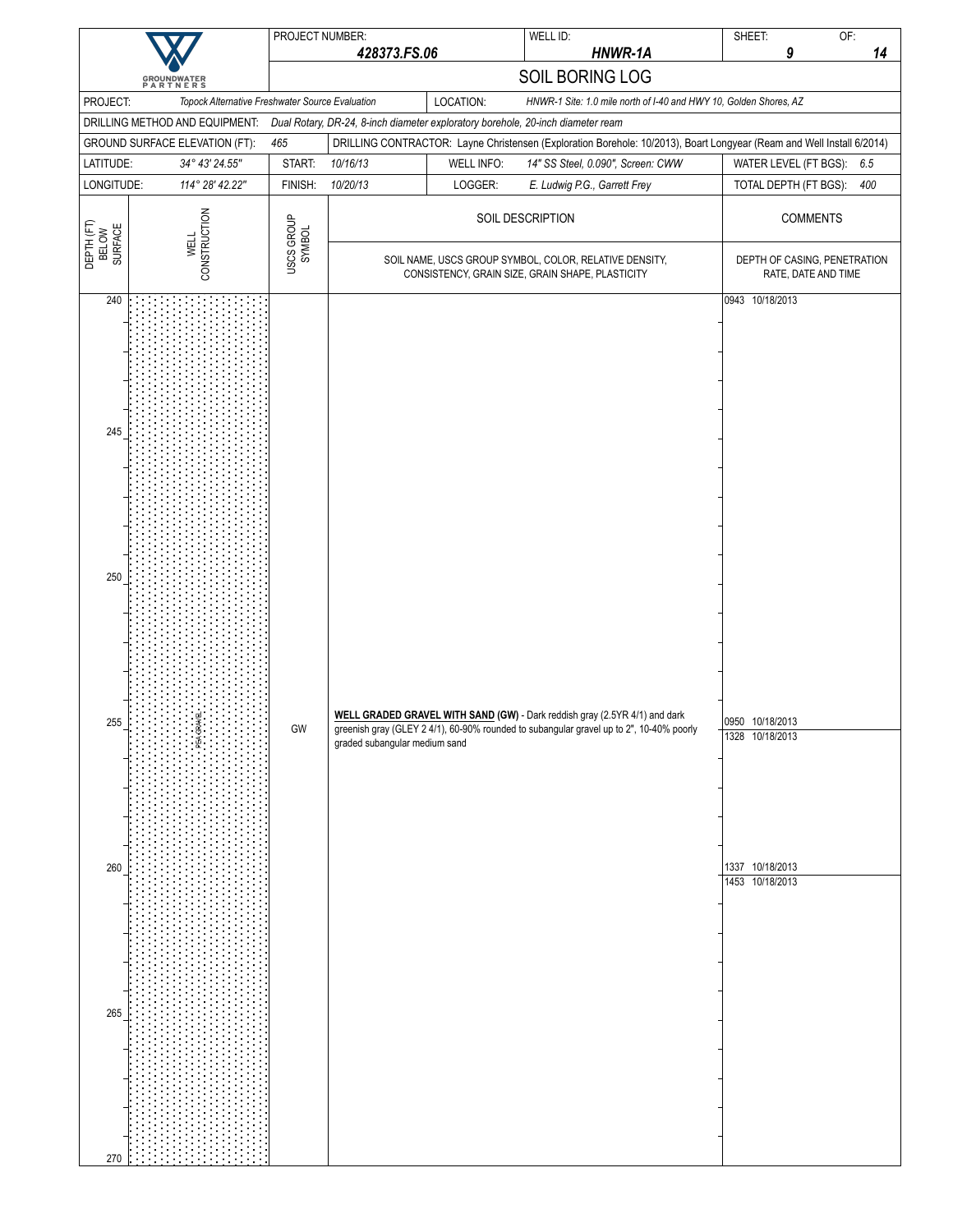# SOIL BORING LOG

GROUNDWATER PARTNERS

| PROJECT NUMBER: | 428373.FS.06 | WELL ID: | HNWR-1A | SHEET: 9 | OF: 14 |
|---|---|---|---|---|---|

| | | | |
|---|---|---|---|
| PROJECT: | *Topock Alternative Freshwater Source Evaluation* | LOCATION: | *HNWR-1 Site: 1.0 mile north of I-40 and HWY 10, Golden Shores, AZ* |
| DRILLING METHOD AND EQUIPMENT: | *Dual Rotary, DR-24, 8-inch diameter exploratory borehole, 20-inch diameter ream* | | |
| GROUND SURFACE ELEVATION (FT): | *465* | DRILLING CONTRACTOR: | Layne Christensen (Exploration Borehole: 10/2013), Boart Longyear (Ream and Well Install 6/2014) |
| LATITUDE: | *34° 43' 24.55"* | START: *10/16/13* | WELL INFO: *14" SS Steel, 0.090", Screen: CWW* |
| LONGITUDE: | *114° 28' 42.22"* | FINISH: *10/20/13* | LOGGER: *E. Ludwig P.G., Garrett Frey* |
| WATER LEVEL (FT BGS): | *6.5* | TOTAL DEPTH (FT BGS): | *400* |

| DEPTH (FT) BELOW SURFACE | WELL CONSTRUCTION | USCS GROUP SYMBOL | SOIL DESCRIPTION (SOIL NAME, USCS GROUP SYMBOL, COLOR, RELATIVE DENSITY, CONSISTENCY, GRAIN SIZE, GRAIN SHAPE, PLASTICITY) | COMMENTS (DEPTH OF CASING, PENETRATION RATE, DATE AND TIME) |
|---|---|---|---|---|
| 240 | PEA GRAVEL | | | 0943 10/18/2013 |
| 245 | | | | |
| 250 | | | | |
| 255 | | GW | **WELL GRADED GRAVEL WITH SAND (GW)** - Dark reddish gray (2.5YR 4/1) and dark greenish gray (GLEY 2 4/1), 60-90% rounded to subangular gravel up to 2", 10-40% poorly graded subangular medium sand | 0950 10/18/2013<br>1328 10/18/2013 |
| 260 | | | | 1337 10/18/2013<br>1453 10/18/2013 |
| 265 | | | | |
| 270 | | | | |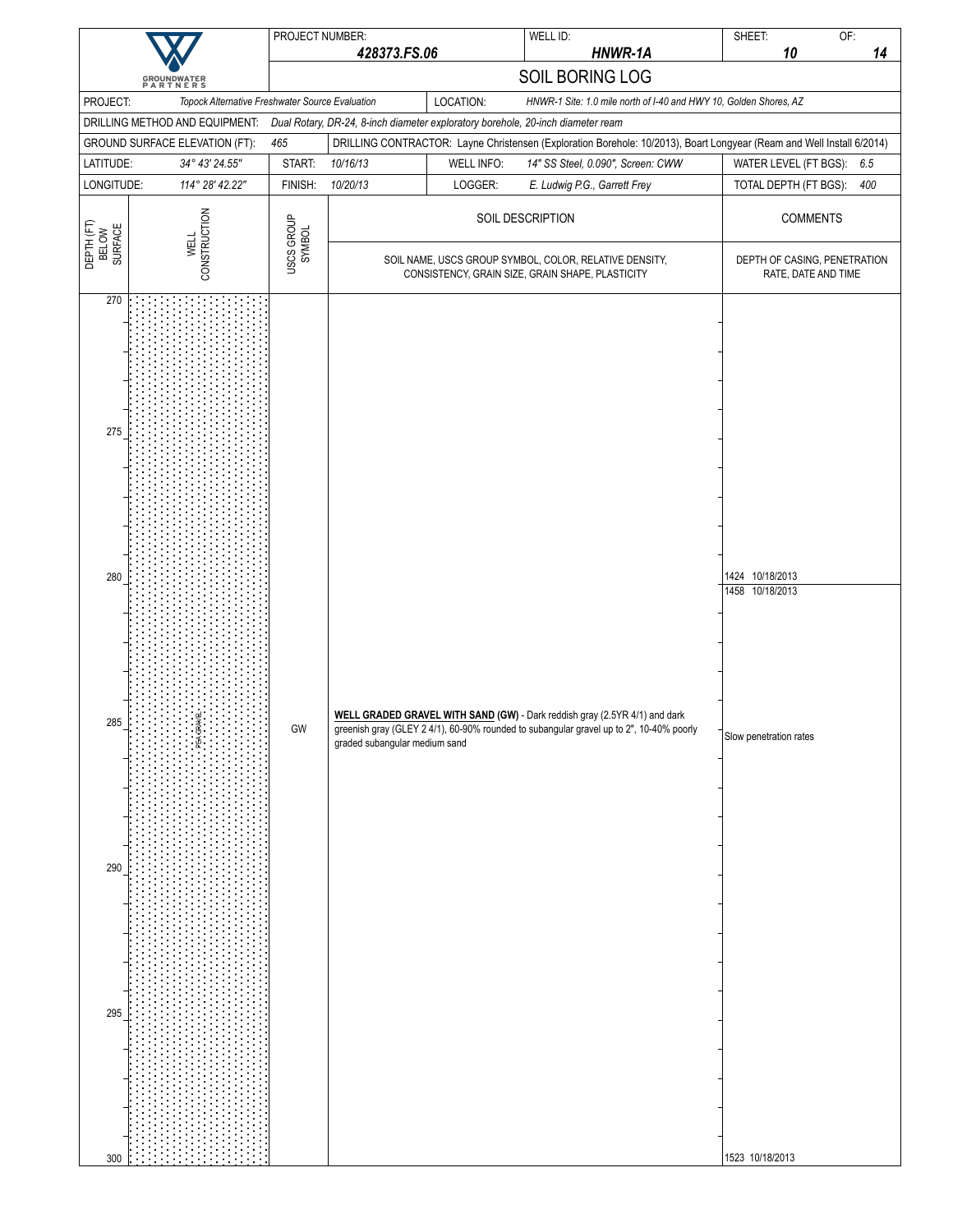| | PROJECT NUMBER: | | WELL ID: | SHEET: | OF: |
|---|---|---|---|---|---|
| GROUNDWATER PARTNERS | *428373.FS.06* | | *HNWR-1A* | *10* | *14* |

# SOIL BORING LOG

| | | | |
|---|---|---|---|
| PROJECT: *Topock Alternative Freshwater Source Evaluation* | | LOCATION: *HNWR-1 Site: 1.0 mile north of I-40 and HWY 10, Golden Shores, AZ* | |
| DRILLING METHOD AND EQUIPMENT: *Dual Rotary, DR-24, 8-inch diameter exploratory borehole, 20-inch diameter ream* | | | |
| GROUND SURFACE ELEVATION (FT): *465* | DRILLING CONTRACTOR: Layne Christensen (Exploration Borehole: 10/2013), Boart Longyear (Ream and Well Install 6/2014) | | |
| LATITUDE: *34° 43' 24.55"* | START: *10/16/13* | WELL INFO: *14" SS Steel, 0.090", Screen: CWW* | WATER LEVEL (FT BGS): *6.5* |
| LONGITUDE: *114° 28' 42.22"* | FINISH: *10/20/13* | LOGGER: *E. Ludwig P.G., Garrett Frey* | TOTAL DEPTH (FT BGS): *400* |

| DEPTH (FT) BELOW SURFACE | WELL CONSTRUCTION | USCS GROUP SYMBOL | SOIL DESCRIPTION<br>SOIL NAME, USCS GROUP SYMBOL, COLOR, RELATIVE DENSITY, CONSISTENCY, GRAIN SIZE, GRAIN SHAPE, PLASTICITY | COMMENTS<br>DEPTH OF CASING, PENETRATION RATE, DATE AND TIME |
|---|---|---|---|---|
| 270 | PEA GRAVEL | | | |
| 275 | | | | |
| 280 | | | | 1424 10/18/2013<br>1458 10/18/2013 |
| 285 | | GW | **WELL GRADED GRAVEL WITH SAND (GW)** - Dark reddish gray (2.5YR 4/1) and dark greenish gray (GLEY 2 4/1), 60-90% rounded to subangular gravel up to 2", 10-40% poorly graded subangular medium sand | Slow penetration rates |
| 290 | | | | |
| 295 | | | | |
| 300 | | | | 1523 10/18/2013 |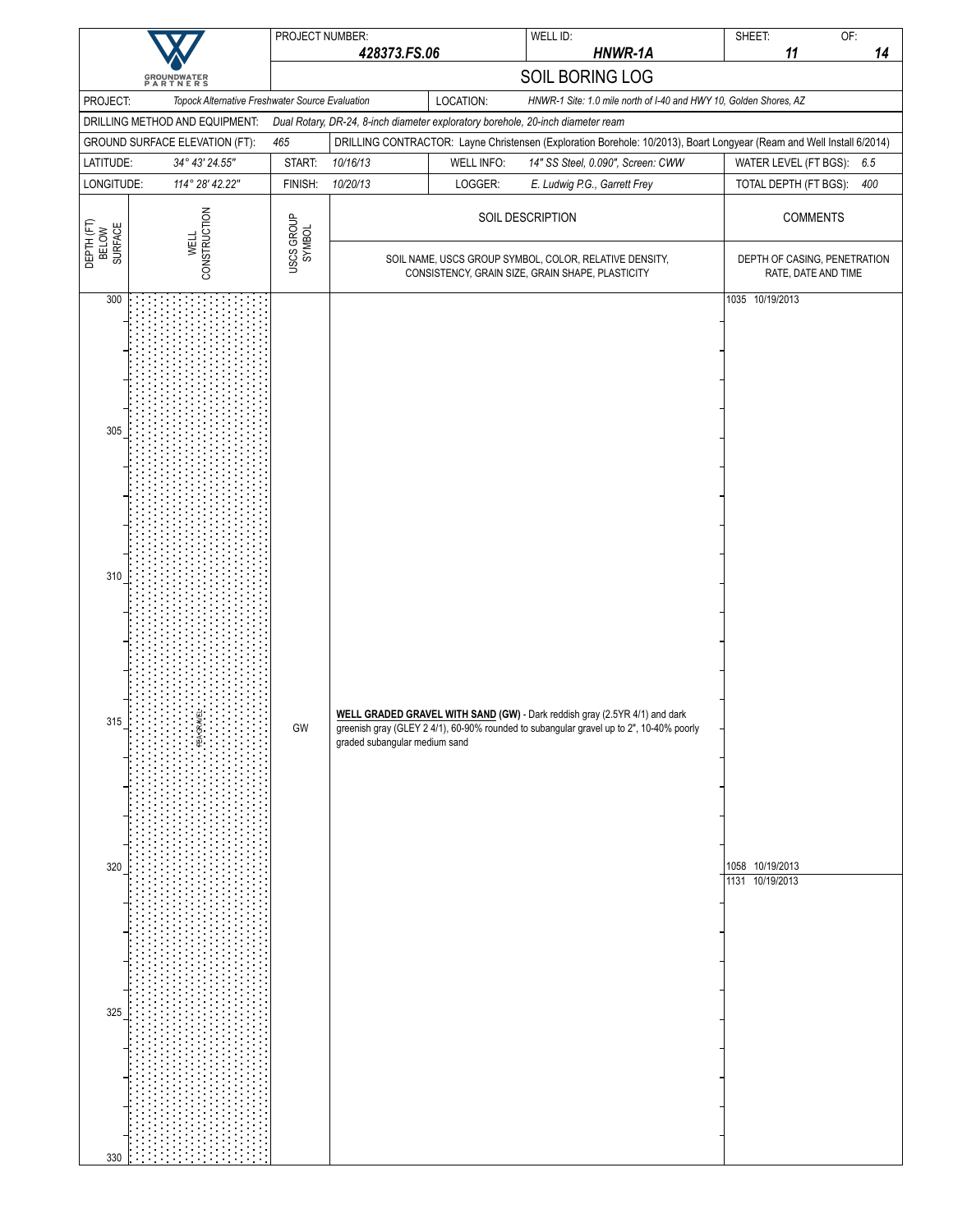**GROUNDWATER PARTNERS**

| PROJECT NUMBER: | *428373.FS.06* | WELL ID: | *HNWR-1A* | SHEET: *11* | OF: *14* |
|---|---|---|---|---|---|

## SOIL BORING LOG

| | | | |
|---|---|---|---|
| PROJECT: *Topock Alternative Freshwater Source Evaluation* | | LOCATION: | *HNWR-1 Site: 1.0 mile north of I-40 and HWY 10, Golden Shores, AZ* |
| DRILLING METHOD AND EQUIPMENT: | *Dual Rotary, DR-24, 8-inch diameter exploratory borehole, 20-inch diameter ream* | | |
| GROUND SURFACE ELEVATION (FT): *465* | DRILLING CONTRACTOR: Layne Christensen (Exploration Borehole: 10/2013), Boart Longyear (Ream and Well Install 6/2014) | | |
| LATITUDE: *34° 43' 24.55"* | START: *10/16/13* | WELL INFO: *14" SS Steel, 0.090", Screen: CWW* | WATER LEVEL (FT BGS): *6.5* |
| LONGITUDE: *114° 28' 42.22"* | FINISH: *10/20/13* | LOGGER: *E. Ludwig P.G., Garrett Frey* | TOTAL DEPTH (FT BGS): *400* |

| DEPTH (FT) BELOW SURFACE | WELL CONSTRUCTION | USCS GROUP SYMBOL | SOIL DESCRIPTION<br>SOIL NAME, USCS GROUP SYMBOL, COLOR, RELATIVE DENSITY, CONSISTENCY, GRAIN SIZE, GRAIN SHAPE, PLASTICITY | COMMENTS<br>DEPTH OF CASING, PENETRATION RATE, DATE AND TIME |
|---|---|---|---|---|
| 300 | PEA GRAVEL | | | 1035 10/19/2013 |
| 305 | | | | |
| 310 | | | | |
| 315 | | GW | **WELL GRADED GRAVEL WITH SAND (GW)** - Dark reddish gray (2.5YR 4/1) and dark greenish gray (GLEY 2 4/1), 60-90% rounded to subangular gravel up to 2", 10-40% poorly graded subangular medium sand | |
| 320 | | | | 1058 10/19/2013<br>1131 10/19/2013 |
| 325 | | | | |
| 330 | | | | |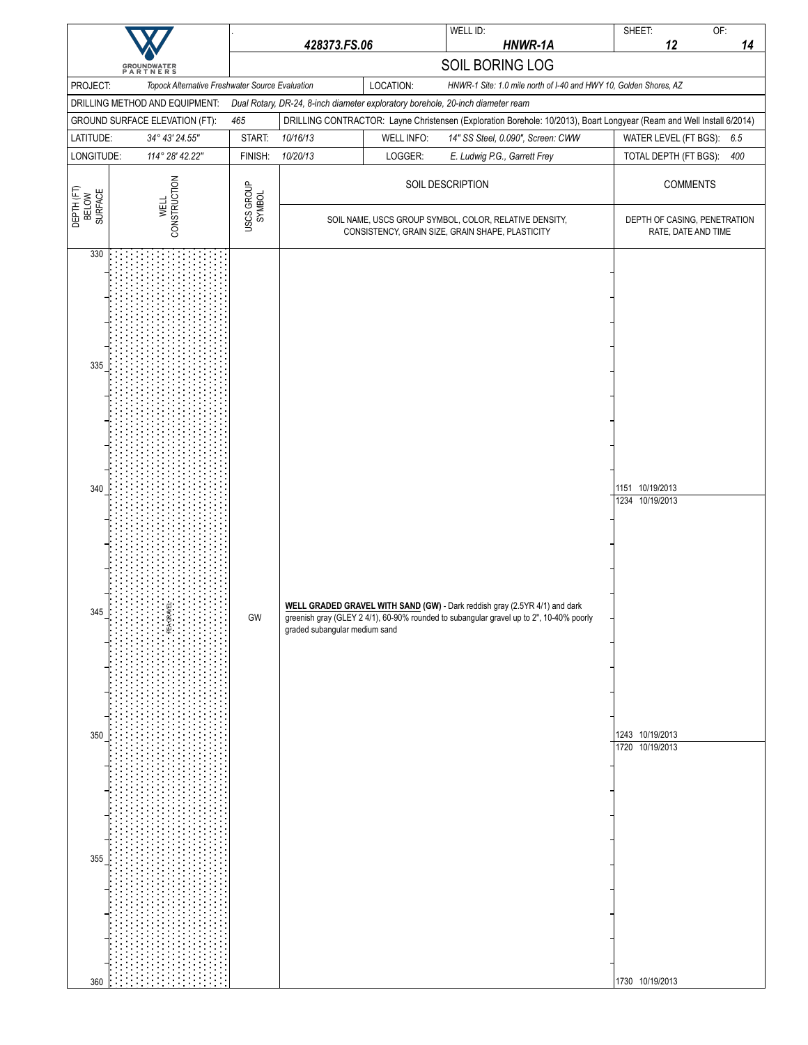| GROUNDWATER PARTNERS | 428373.FS.06 | WELL ID: HNWR-1A | SHEET: 12 OF: 14 |
|---|---|---|---|

## SOIL BORING LOG

| | | | |
|---|---|---|---|
| PROJECT: *Topock Alternative Freshwater Source Evaluation* | | LOCATION: *HNWR-1 Site: 1.0 mile north of I-40 and HWY 10, Golden Shores, AZ* | |
| DRILLING METHOD AND EQUIPMENT: *Dual Rotary, DR-24, 8-inch diameter exploratory borehole, 20-inch diameter ream* | | | |
| GROUND SURFACE ELEVATION (FT): *465* | DRILLING CONTRACTOR: *Layne Christensen (Exploration Borehole: 10/2013), Boart Longyear (Ream and Well Install 6/2014)* | | |
| LATITUDE: *34° 43' 24.55"* | START: *10/16/13* | WELL INFO: *14" SS Steel, 0.090", Screen: CWW* | WATER LEVEL (FT BGS): *6.5* |
| LONGITUDE: *114° 28' 42.22"* | FINISH: *10/20/13* | LOGGER: *E. Ludwig P.G., Garrett Frey* | TOTAL DEPTH (FT BGS): *400* |

| DEPTH (FT) BELOW SURFACE | WELL CONSTRUCTION | USCS GROUP SYMBOL | SOIL DESCRIPTION<br>SOIL NAME, USCS GROUP SYMBOL, COLOR, RELATIVE DENSITY, CONSISTENCY, GRAIN SIZE, GRAIN SHAPE, PLASTICITY | COMMENTS<br>DEPTH OF CASING, PENETRATION RATE, DATE AND TIME |
|---|---|---|---|---|
| 330 | PEA GRAVEL | | | |
| 335 | | | | |
| 340 | | | | 1151 10/19/2013<br>1234 10/19/2013 |
| 345 | | GW | **WELL GRADED GRAVEL WITH SAND (GW)** - Dark reddish gray (2.5YR 4/1) and dark greenish gray (GLEY 2 4/1), 60-90% rounded to subangular gravel up to 2", 10-40% poorly graded subangular medium sand | |
| 350 | | | | 1243 10/19/2013<br>1720 10/19/2013 |
| 355 | | | | |
| 360 | | | | 1730 10/19/2013 |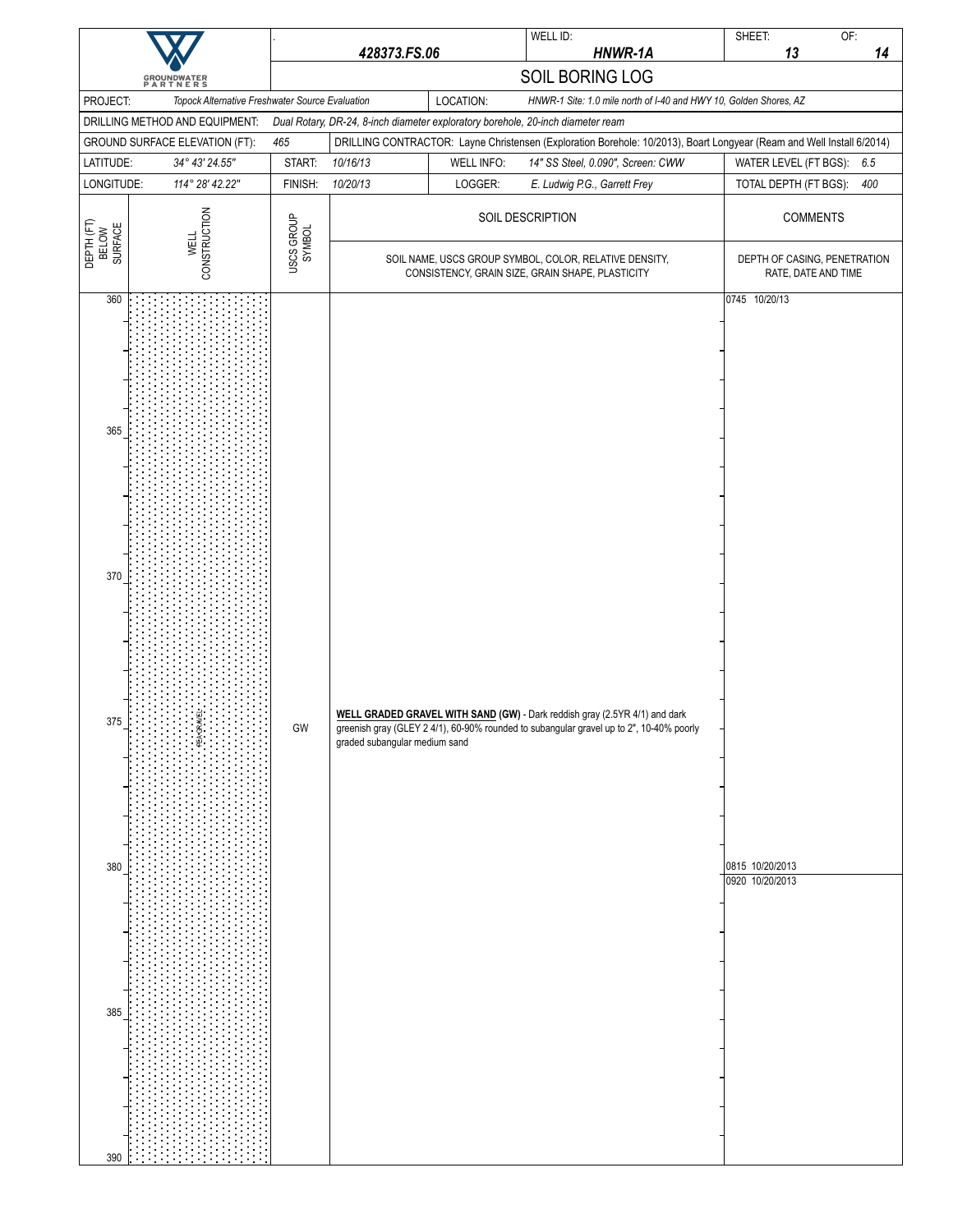| | 428373.FS.06 | WELL ID: HNWR-1A | SHEET: 13 OF: 14 |
|---|---|---|---|
| GROUNDWATER PARTNERS | SOIL BORING LOG | | |

| PROJECT: | Topock Alternative Freshwater Source Evaluation | LOCATION: | HNWR-1 Site: 1.0 mile north of I-40 and HWY 10, Golden Shores, AZ |
|---|---|---|---|
| DRILLING METHOD AND EQUIPMENT: | Dual Rotary, DR-24, 8-inch diameter exploratory borehole, 20-inch diameter ream | | |
| GROUND SURFACE ELEVATION (FT): | 465 | DRILLING CONTRACTOR: | Layne Christensen (Exploration Borehole: 10/2013), Boart Longyear (Ream and Well Install 6/2014) |
| LATITUDE: 34° 43' 24.55" | START: 10/16/13 | WELL INFO: 14" SS Steel, 0.090", Screen: CWW | WATER LEVEL (FT BGS): 6.5 |
| LONGITUDE: 114° 28' 42.22" | FINISH: 10/20/13 | LOGGER: E. Ludwig P.G., Garrett Frey | TOTAL DEPTH (FT BGS): 400 |

| DEPTH (FT) BELOW SURFACE | WELL CONSTRUCTION | USCS GROUP SYMBOL | SOIL DESCRIPTION<br>SOIL NAME, USCS GROUP SYMBOL, COLOR, RELATIVE DENSITY, CONSISTENCY, GRAIN SIZE, GRAIN SHAPE, PLASTICITY | COMMENTS<br>DEPTH OF CASING, PENETRATION RATE, DATE AND TIME |
|---|---|---|---|---|
| 360 | PEA GRAVEL | | | 0745 10/20/13 |
| 375 | | GW | **WELL GRADED GRAVEL WITH SAND (GW)** - Dark reddish gray (2.5YR 4/1) and dark greenish gray (GLEY 2 4/1), 60-90% rounded to subangular gravel up to 2", 10-40% poorly graded subangular medium sand | |
| 380 | | | | 0815 10/20/2013<br>0920 10/20/2013 |
| 390 | | | | |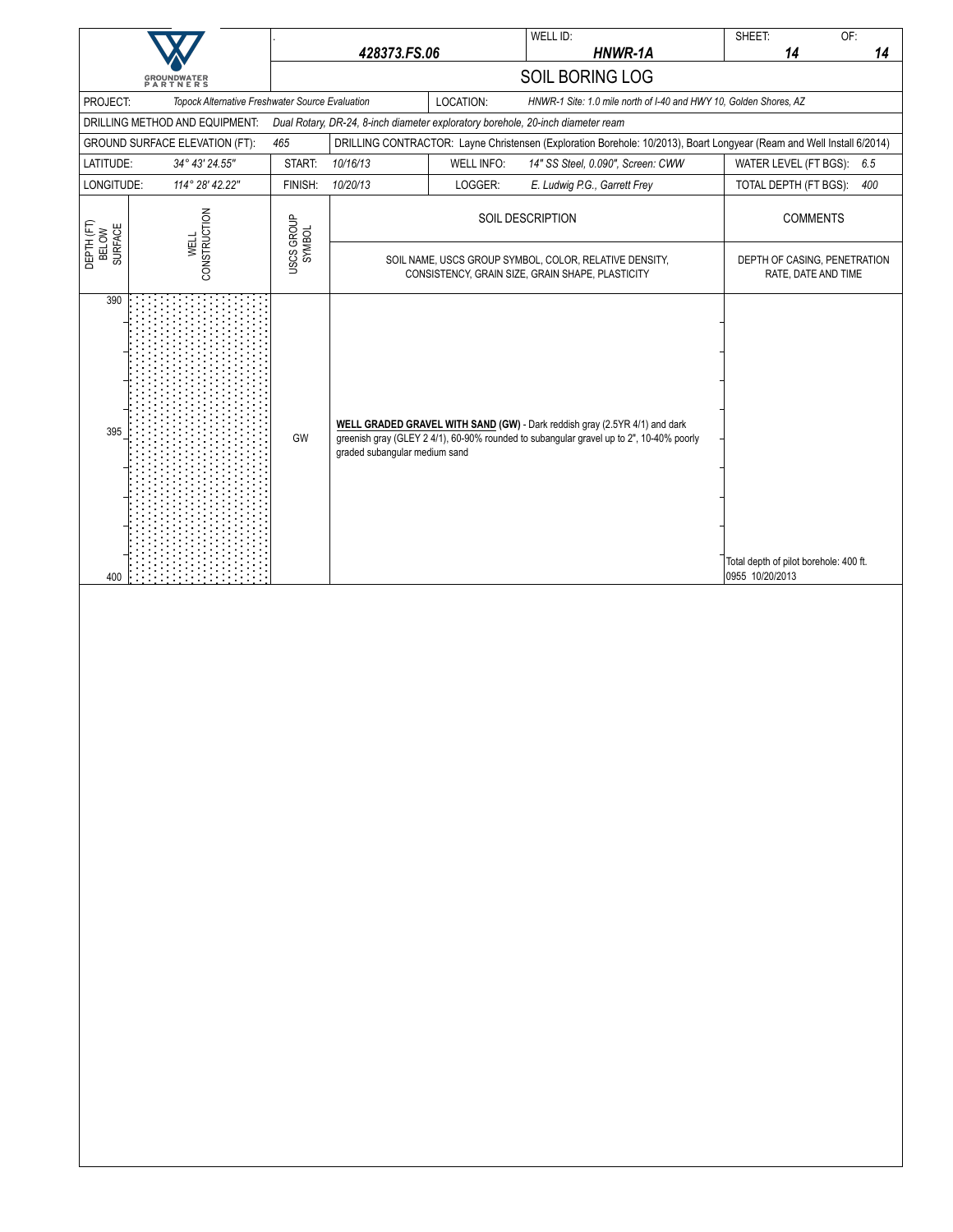| | | | | | |
|---|---|---|---|---|---|
| GROUNDWATER PARTNERS | 428373.FS.06 | | WELL ID: **HNWR-1A** | | SHEET: 14 OF: 14 |
| | SOIL BORING LOG | | | | |
| PROJECT: *Topock Alternative Freshwater Source Evaluation* | | LOCATION: | *HNWR-1 Site: 1.0 mile north of I-40 and HWY 10, Golden Shores, AZ* | | |
| DRILLING METHOD AND EQUIPMENT: *Dual Rotary, DR-24, 8-inch diameter exploratory borehole, 20-inch diameter ream* | | | | | |
| GROUND SURFACE ELEVATION (FT): 465 | | DRILLING CONTRACTOR: Layne Christensen (Exploration Borehole: 10/2013), Boart Longyear (Ream and Well Install 6/2014) | | | |
| LATITUDE: *34° 43' 24.55"* | START: *10/16/13* | WELL INFO: | *14" SS Steel, 0.090", Screen: CWW* | | WATER LEVEL (FT BGS): 6.5 |
| LONGITUDE: *114° 28' 42.22"* | FINISH: *10/20/13* | LOGGER: | *E. Ludwig P.G., Garrett Frey* | | TOTAL DEPTH (FT BGS): 400 |

| DEPTH (FT) BELOW SURFACE | WELL CONSTRUCTION | USCS GROUP SYMBOL | SOIL DESCRIPTION<br>SOIL NAME, USCS GROUP SYMBOL, COLOR, RELATIVE DENSITY, CONSISTENCY, GRAIN SIZE, GRAIN SHAPE, PLASTICITY | COMMENTS<br>DEPTH OF CASING, PENETRATION RATE, DATE AND TIME |
|---|---|---|---|---|
| 390–400 | | GW | **WELL GRADED GRAVEL WITH SAND (GW)** - Dark reddish gray (2.5YR 4/1) and dark greenish gray (GLEY 2 4/1), 60-90% rounded to subangular gravel up to 2", 10-40% poorly graded subangular medium sand | Total depth of pilot borehole: 400 ft. 0955 10/20/2013 |